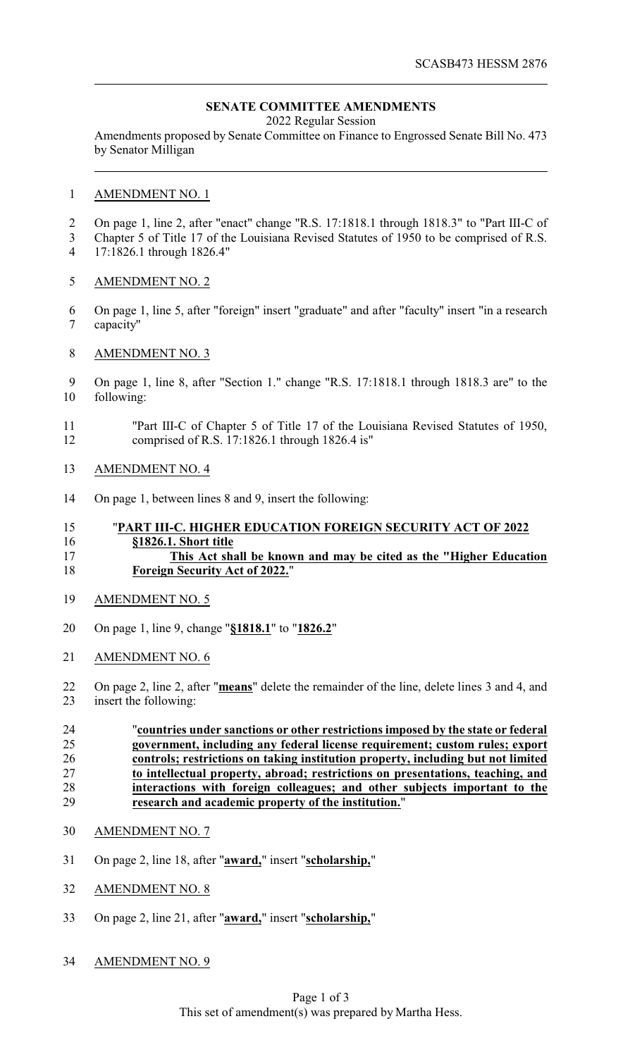SCASB473 HESSM 2876

**SENATE COMMITTEE AMENDMENTS**

2022 Regular Session

Amendments proposed by Senate Committee on Finance to Engrossed Senate Bill No. 473 by Senator Milligan

AMENDMENT NO. 1

On page 1, line 2, after "enact" change "R.S. 17:1818.1 through 1818.3" to "Part III-C of Chapter 5 of Title 17 of the Louisiana Revised Statutes of 1950 to be comprised of R.S. 17:1826.1 through 1826.4"

AMENDMENT NO. 2

On page 1, line 5, after "foreign" insert "graduate" and after "faculty" insert "in a research capacity"

AMENDMENT NO. 3

On page 1, line 8, after "Section 1." change "R.S. 17:1818.1 through 1818.3 are" to the following:

"Part III-C of Chapter 5 of Title 17 of the Louisiana Revised Statutes of 1950, comprised of R.S. 17:1826.1 through 1826.4 is"

AMENDMENT NO. 4

On page 1, between lines 8 and 9, insert the following:

"**PART III-C. HIGHER EDUCATION FOREIGN SECURITY ACT OF 2022**

**§1826.1. Short title**

**This Act shall be known and may be cited as the "Higher Education Foreign Security Act of 2022.**"

AMENDMENT NO. 5

On page 1, line 9, change "**§1818.1**" to "**1826.2**"

AMENDMENT NO. 6

On page 2, line 2, after "**means**" delete the remainder of the line, delete lines 3 and 4, and insert the following:

"**countries under sanctions or other restrictions imposed by the state or federal government, including any federal license requirement; custom rules; export controls; restrictions on taking institution property, including but not limited to intellectual property, abroad; restrictions on presentations, teaching, and interactions with foreign colleagues; and other subjects important to the research and academic property of the institution.**"

AMENDMENT NO. 7

On page 2, line 18, after "**award,**" insert "**scholarship,**"

AMENDMENT NO. 8

On page 2, line 21, after "**award,**" insert "**scholarship,**"

AMENDMENT NO. 9

This set of amendment(s) was prepared by Martha Hess.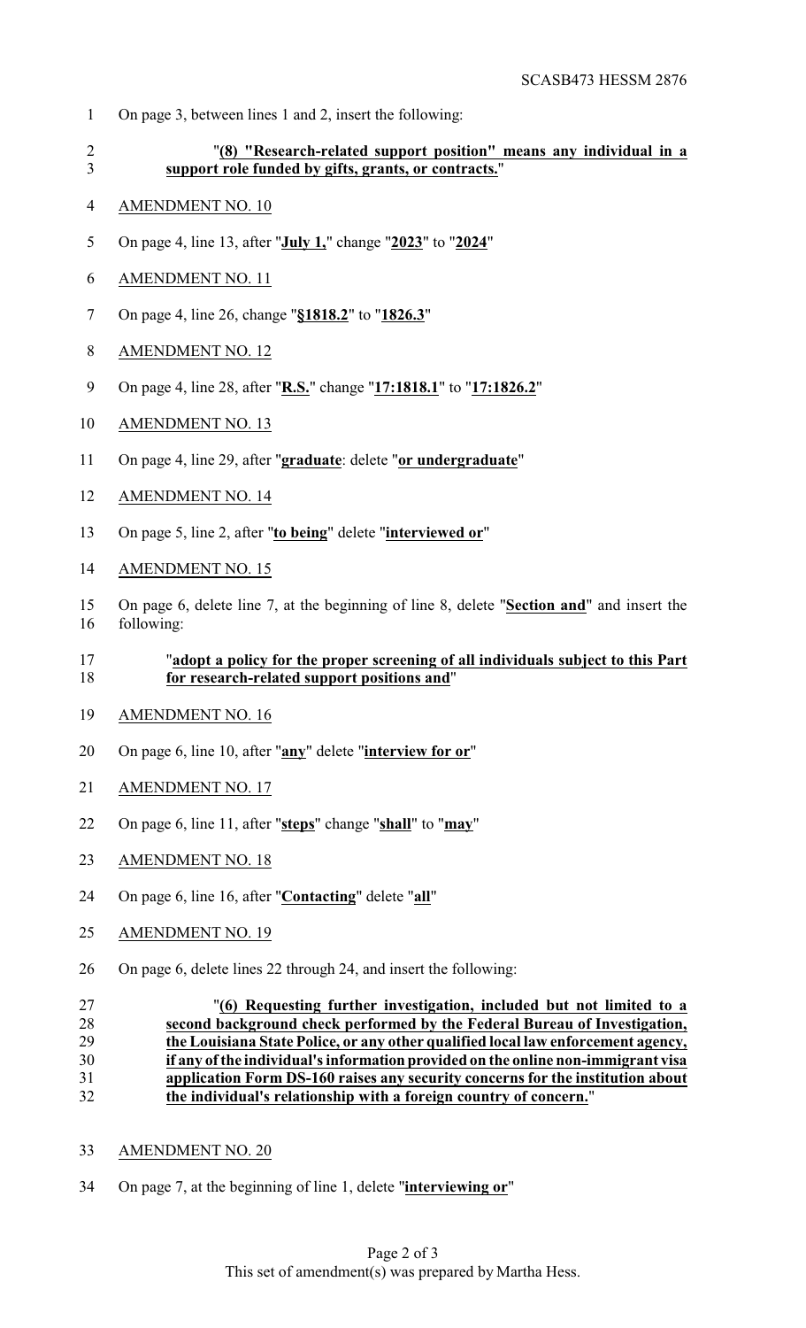On page 3, between lines 1 and 2, insert the following:

"**(8) "Research-related support position" means any individual in a support role funded by gifts, grants, or contracts.**"

AMENDMENT NO. 10

On page 4, line 13, after "**July 1,**" change "**2023**" to "**2024**"

AMENDMENT NO. 11

On page 4, line 26, change "**§1818.2**" to "**1826.3**"

AMENDMENT NO. 12

On page 4, line 28, after "**R.S.**" change "**17:1818.1**" to "**17:1826.2**"

AMENDMENT NO. 13

On page 4, line 29, after "**graduate**: delete "**or undergraduate**"

AMENDMENT NO. 14

On page 5, line 2, after "**to being**" delete "**interviewed or**"

AMENDMENT NO. 15

On page 6, delete line 7, at the beginning of line 8, delete "**Section and**" and insert the following:

"**adopt a policy for the proper screening of all individuals subject to this Part for research-related support positions and**"

AMENDMENT NO. 16

On page 6, line 10, after "**any**" delete "**interview for or**"

AMENDMENT NO. 17

On page 6, line 11, after "**steps**" change "**shall**" to "**may**"

AMENDMENT NO. 18

On page 6, line 16, after "**Contacting**" delete "**all**"

AMENDMENT NO. 19

On page 6, delete lines 22 through 24, and insert the following:

"**(6) Requesting further investigation, included but not limited to a second background check performed by the Federal Bureau of Investigation, the Louisiana State Police, or any other qualified local law enforcement agency, if any of the individual's information provided on the online non-immigrant visa application Form DS-160 raises any security concerns for the institution about the individual's relationship with a foreign country of concern.**"

AMENDMENT NO. 20

On page 7, at the beginning of line 1, delete "**interviewing or**"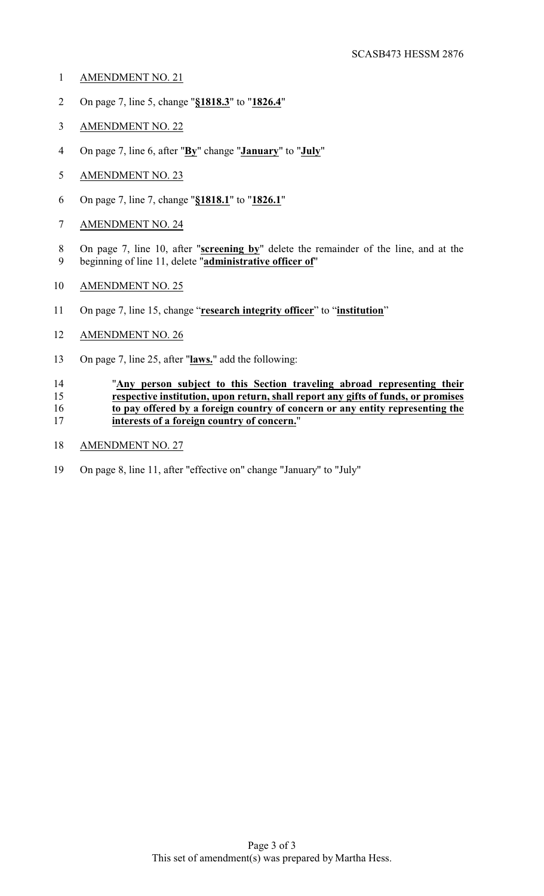AMENDMENT NO. 21

On page 7, line 5, change "**§1818.3**" to "**1826.4**"

AMENDMENT NO. 22

On page 7, line 6, after "**By**" change "**January**" to "**July**"

AMENDMENT NO. 23

On page 7, line 7, change "**§1818.1**" to "**1826.1**"

AMENDMENT NO. 24

On page 7, line 10, after "**screening by**" delete the remainder of the line, and at the beginning of line 11, delete "**administrative officer of**"

AMENDMENT NO. 25

On page 7, line 15, change "**research integrity officer**" to "**institution**"

AMENDMENT NO. 26

On page 7, line 25, after "**laws.**" add the following:

"**Any person subject to this Section traveling abroad representing their respective institution, upon return, shall report any gifts of funds, or promises to pay offered by a foreign country of concern or any entity representing the interests of a foreign country of concern.**"

AMENDMENT NO. 27

On page 8, line 11, after "effective on" change "January" to "July"

This set of amendment(s) was prepared by Martha Hess.